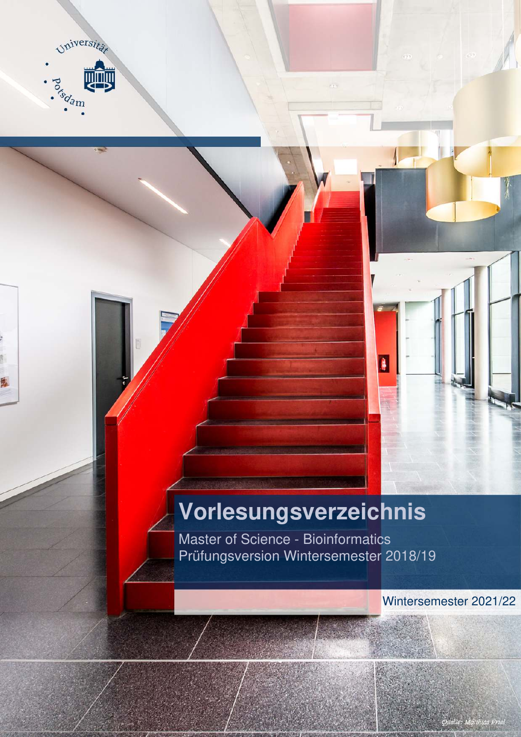Universität Potsdam

# Vorlesungsverzeichnis

Master of Science - Bioinformatics
Prüfungsversion Wintersemester 2018/19

Wintersemester 2021/22

Quelle: Matthias Friel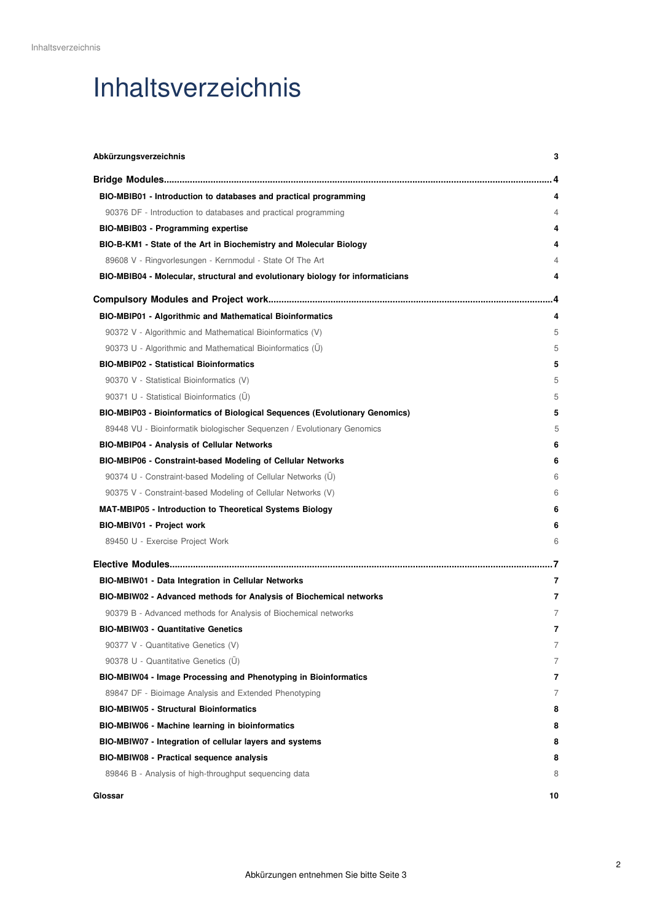# Inhaltsverzeichnis

**Abkürzungsverzeichnis** 3

**Bridge Modules** 4

- **BIO-MBIB01 - Introduction to databases and practical programming** 4
  - 90376 DF - Introduction to databases and practical programming 4
- **BIO-MBIB03 - Programming expertise** 4
- **BIO-B-KM1 - State of the Art in Biochemistry and Molecular Biology** 4
  - 89608 V - Ringvorlesungen - Kernmodul - State Of The Art 4
- **BIO-MBIB04 - Molecular, structural and evolutionary biology for informaticians** 4

**Compulsory Modules and Project work** 4

- **BIO-MBIP01 - Algorithmic and Mathematical Bioinformatics** 4
  - 90372 V - Algorithmic and Mathematical Bioinformatics (V) 5
  - 90373 U - Algorithmic and Mathematical Bioinformatics (Ü) 5
- **BIO-MBIP02 - Statistical Bioinformatics** 5
  - 90370 V - Statistical Bioinformatics (V) 5
  - 90371 U - Statistical Bioinformatics (Ü) 5
- **BIO-MBIP03 - Bioinformatics of Biological Sequences (Evolutionary Genomics)** 5
  - 89448 VU - Bioinformatik biologischer Sequenzen / Evolutionary Genomics 5
- **BIO-MBIP04 - Analysis of Cellular Networks** 6
- **BIO-MBIP06 - Constraint-based Modeling of Cellular Networks** 6
  - 90374 U - Constraint-based Modeling of Cellular Networks (Ü) 6
  - 90375 V - Constraint-based Modeling of Cellular Networks (V) 6
- **MAT-MBIP05 - Introduction to Theoretical Systems Biology** 6
- **BIO-MBIV01 - Project work** 6
  - 89450 U - Exercise Project Work 6

**Elective Modules** 7

- **BIO-MBIW01 - Data Integration in Cellular Networks** 7
- **BIO-MBIW02 - Advanced methods for Analysis of Biochemical networks** 7
  - 90379 B - Advanced methods for Analysis of Biochemical networks 7
- **BIO-MBIW03 - Quantitative Genetics** 7
  - 90377 V - Quantitative Genetics (V) 7
  - 90378 U - Quantitative Genetics (Ü) 7
- **BIO-MBIW04 - Image Processing and Phenotyping in Bioinformatics** 7
  - 89847 DF - Bioimage Analysis and Extended Phenotyping 7
- **BIO-MBIW05 - Structural Bioinformatics** 8
- **BIO-MBIW06 - Machine learning in bioinformatics** 8
- **BIO-MBIW07 - Integration of cellular layers and systems** 8
- **BIO-MBIW08 - Practical sequence analysis** 8
  - 89846 B - Analysis of high-throughput sequencing data 8

**Glossar** 10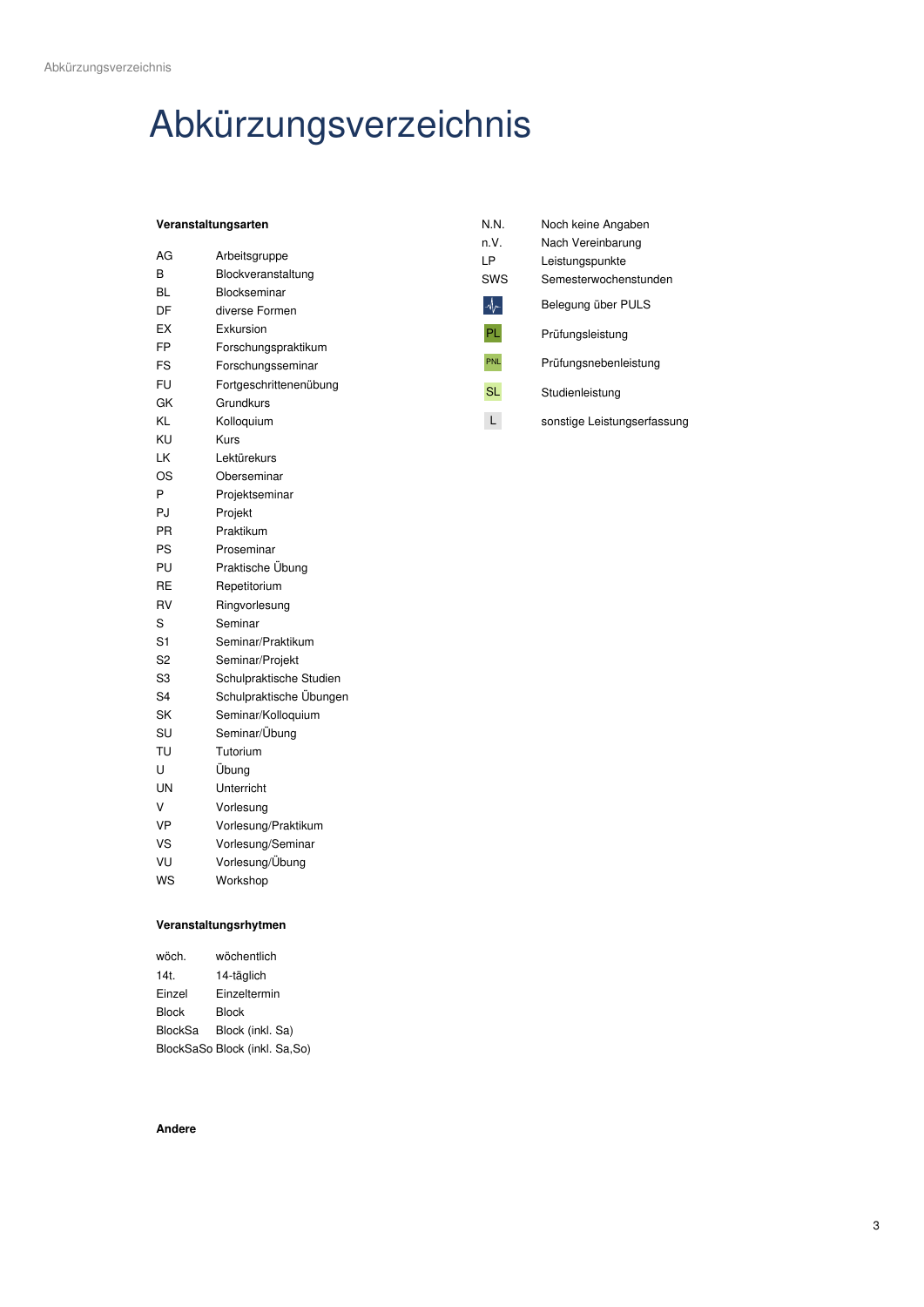# Abkürzungsverzeichnis

**Veranstaltungsarten**

| | |
|---|---|
| AG | Arbeitsgruppe |
| B | Blockveranstaltung |
| BL | Blockseminar |
| DF | diverse Formen |
| EX | Exkursion |
| FP | Forschungspraktikum |
| FS | Forschungsseminar |
| FU | Fortgeschrittenenübung |
| GK | Grundkurs |
| KL | Kolloquium |
| KU | Kurs |
| LK | Lektürekurs |
| OS | Oberseminar |
| P | Projektseminar |
| PJ | Projekt |
| PR | Praktikum |
| PS | Proseminar |
| PU | Praktische Übung |
| RE | Repetitorium |
| RV | Ringvorlesung |
| S | Seminar |
| S1 | Seminar/Praktikum |
| S2 | Seminar/Projekt |
| S3 | Schulpraktische Studien |
| S4 | Schulpraktische Übungen |
| SK | Seminar/Kolloquium |
| SU | Seminar/Übung |
| TU | Tutorium |
| U | Übung |
| UN | Unterricht |
| V | Vorlesung |
| VP | Vorlesung/Praktikum |
| VS | Vorlesung/Seminar |
| VU | Vorlesung/Übung |
| WS | Workshop |

**Veranstaltungsrhytmen**

| | |
|---|---|
| wöch. | wöchentlich |
| 14t. | 14-täglich |
| Einzel | Einzeltermin |
| Block | Block |
| BlockSa | Block (inkl. Sa) |
| BlockSaSo | Block (inkl. Sa,So) |

**Andere**

| | |
|---|---|
| N.N. | Noch keine Angaben |
| n.V. | Nach Vereinbarung |
| LP | Leistungspunkte |
| SWS | Semesterwochenstunden |
| | Belegung über PULS |
| PL | Prüfungsleistung |
| PNL | Prüfungsnebenleistung |
| SL | Studienleistung |
| L | sonstige Leistungserfassung |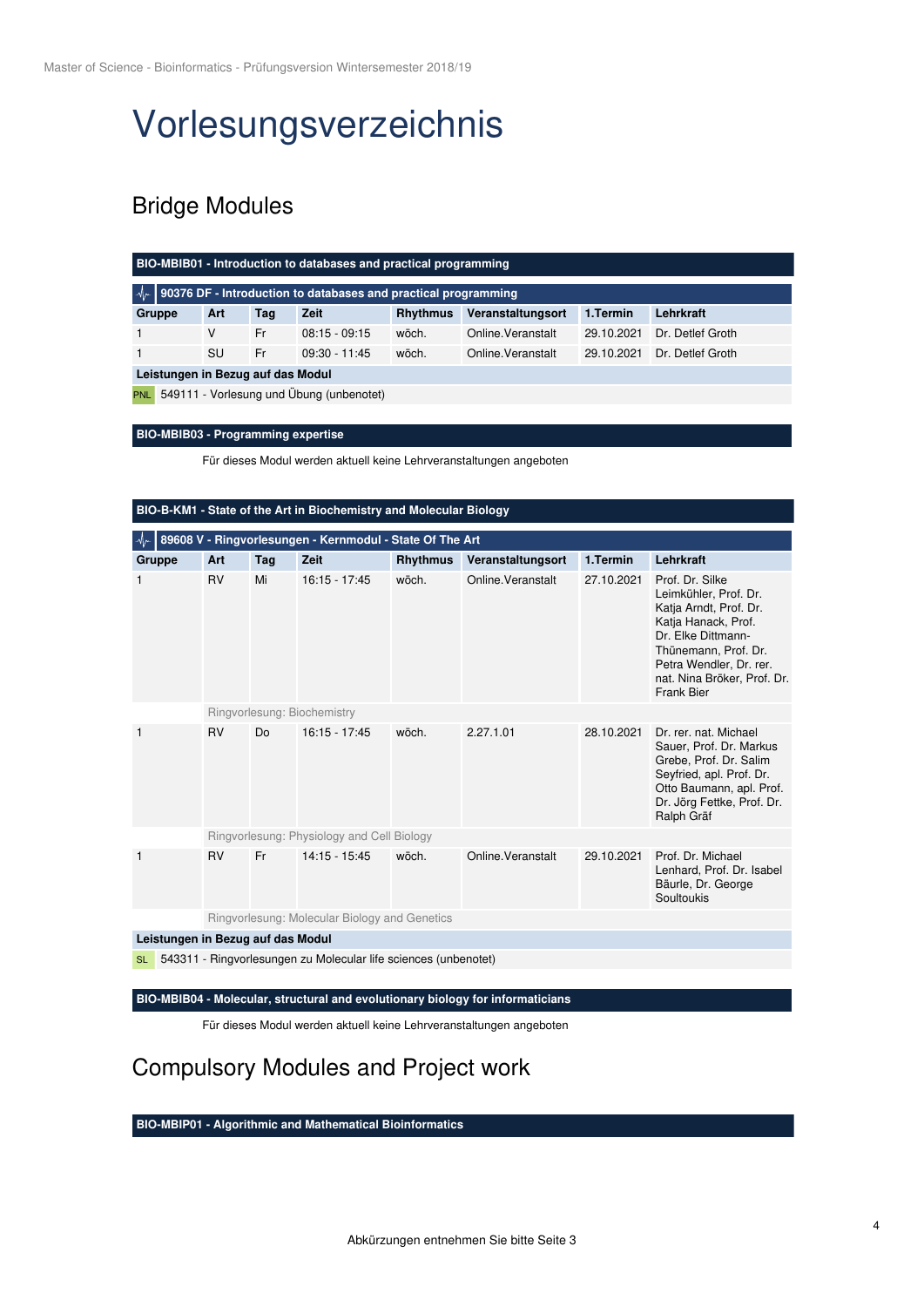// Vorlesungsverzeichnis

## Bridge Modules

### BIO-MBIB01 - Introduction to databases and practical programming

**90376 DF - Introduction to databases and practical programming**

| Gruppe | Art | Tag | Zeit | Rhythmus | Veranstaltungsort | 1.Termin | Lehrkraft |
|---|---|---|---|---|---|---|---|
| 1 | V | Fr | 08:15 - 09:15 | wöch. | Online.Veranstalt | 29.10.2021 | Dr. Detlef Groth |
| 1 | SU | Fr | 09:30 - 11:45 | wöch. | Online.Veranstalt | 29.10.2021 | Dr. Detlef Groth |

**Leistungen in Bezug auf das Modul**

PNL 549111 - Vorlesung und Übung (unbenotet)

### BIO-MBIB03 - Programming expertise

Für dieses Modul werden aktuell keine Lehrveranstaltungen angeboten

### BIO-B-KM1 - State of the Art in Biochemistry and Molecular Biology

**89608 V - Ringvorlesungen - Kernmodul - State Of The Art**

| Gruppe | Art | Tag | Zeit | Rhythmus | Veranstaltungsort | 1.Termin | Lehrkraft |
|---|---|---|---|---|---|---|---|
| 1 | RV | Mi | 16:15 - 17:45 | wöch. | Online.Veranstalt | 27.10.2021 | Prof. Dr. Silke Leimkühler, Prof. Dr. Katja Arndt, Prof. Dr. Katja Hanack, Prof. Dr. Elke Dittmann-Thünemann, Prof. Dr. Petra Wendler, Dr. rer. nat. Nina Bröker, Prof. Dr. Frank Bier |
| | Ringvorlesung: Biochemistry | | | | | | |
| 1 | RV | Do | 16:15 - 17:45 | wöch. | 2.27.1.01 | 28.10.2021 | Dr. rer. nat. Michael Sauer, Prof. Dr. Markus Grebe, Prof. Dr. Salim Seyfried, apl. Prof. Dr. Otto Baumann, apl. Prof. Dr. Jörg Fettke, Prof. Dr. Ralph Gräf |
| | Ringvorlesung: Physiology and Cell Biology | | | | | | |
| 1 | RV | Fr | 14:15 - 15:45 | wöch. | Online.Veranstalt | 29.10.2021 | Prof. Dr. Michael Lenhard, Prof. Dr. Isabel Bäurle, Dr. George Soultoukis |
| | Ringvorlesung: Molecular Biology and Genetics | | | | | | |

**Leistungen in Bezug auf das Modul**

SL 543311 - Ringvorlesungen zu Molecular life sciences (unbenotet)

### BIO-MBIB04 - Molecular, structural and evolutionary biology for informaticians

Für dieses Modul werden aktuell keine Lehrveranstaltungen angeboten

## Compulsory Modules and Project work

### BIO-MBIP01 - Algorithmic and Mathematical Bioinformatics

Abkürzungen entnehmen Sie bitte Seite 3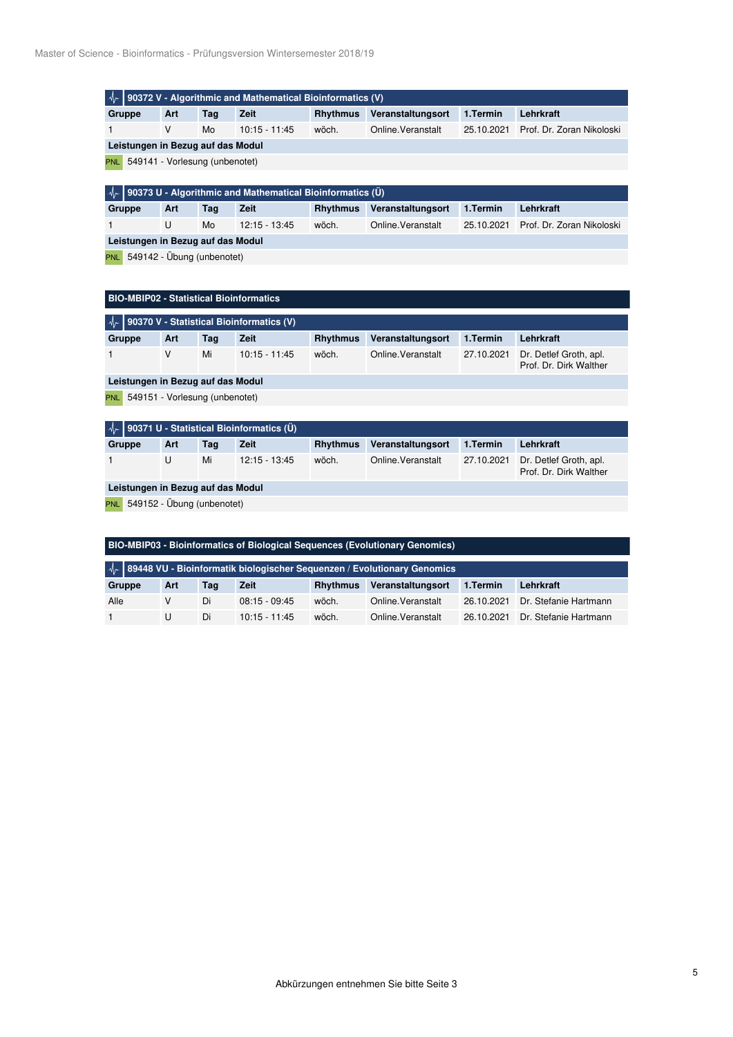### 90372 V - Algorithmic and Mathematical Bioinformatics (V)

| Gruppe | Art | Tag | Zeit | Rhythmus | Veranstaltungsort | 1.Termin | Lehrkraft |
|---|---|---|---|---|---|---|---|
| 1 | V | Mo | 10:15 - 11:45 | wöch. | Online.Veranstalt | 25.10.2021 | Prof. Dr. Zoran Nikoloski |

**Leistungen in Bezug auf das Modul**

PNL 549141 - Vorlesung (unbenotet)

### 90373 U - Algorithmic and Mathematical Bioinformatics (Ü)

| Gruppe | Art | Tag | Zeit | Rhythmus | Veranstaltungsort | 1.Termin | Lehrkraft |
|---|---|---|---|---|---|---|---|
| 1 | U | Mo | 12:15 - 13:45 | wöch. | Online.Veranstalt | 25.10.2021 | Prof. Dr. Zoran Nikoloski |

**Leistungen in Bezug auf das Modul**

PNL 549142 - Übung (unbenotet)

## BIO-MBIP02 - Statistical Bioinformatics

### 90370 V - Statistical Bioinformatics (V)

| Gruppe | Art | Tag | Zeit | Rhythmus | Veranstaltungsort | 1.Termin | Lehrkraft |
|---|---|---|---|---|---|---|---|
| 1 | V | Mi | 10:15 - 11:45 | wöch. | Online.Veranstalt | 27.10.2021 | Dr. Detlef Groth, apl. Prof. Dr. Dirk Walther |

**Leistungen in Bezug auf das Modul**

PNL 549151 - Vorlesung (unbenotet)

### 90371 U - Statistical Bioinformatics (Ü)

| Gruppe | Art | Tag | Zeit | Rhythmus | Veranstaltungsort | 1.Termin | Lehrkraft |
|---|---|---|---|---|---|---|---|
| 1 | U | Mi | 12:15 - 13:45 | wöch. | Online.Veranstalt | 27.10.2021 | Dr. Detlef Groth, apl. Prof. Dr. Dirk Walther |

**Leistungen in Bezug auf das Modul**

PNL 549152 - Übung (unbenotet)

## BIO-MBIP03 - Bioinformatics of Biological Sequences (Evolutionary Genomics)

### 89448 VU - Bioinformatik biologischer Sequenzen / Evolutionary Genomics

| Gruppe | Art | Tag | Zeit | Rhythmus | Veranstaltungsort | 1.Termin | Lehrkraft |
|---|---|---|---|---|---|---|---|
| Alle | V | Di | 08:15 - 09:45 | wöch. | Online.Veranstalt | 26.10.2021 | Dr. Stefanie Hartmann |
| 1 | U | Di | 10:15 - 11:45 | wöch. | Online.Veranstalt | 26.10.2021 | Dr. Stefanie Hartmann |

Abkürzungen entnehmen Sie bitte Seite 3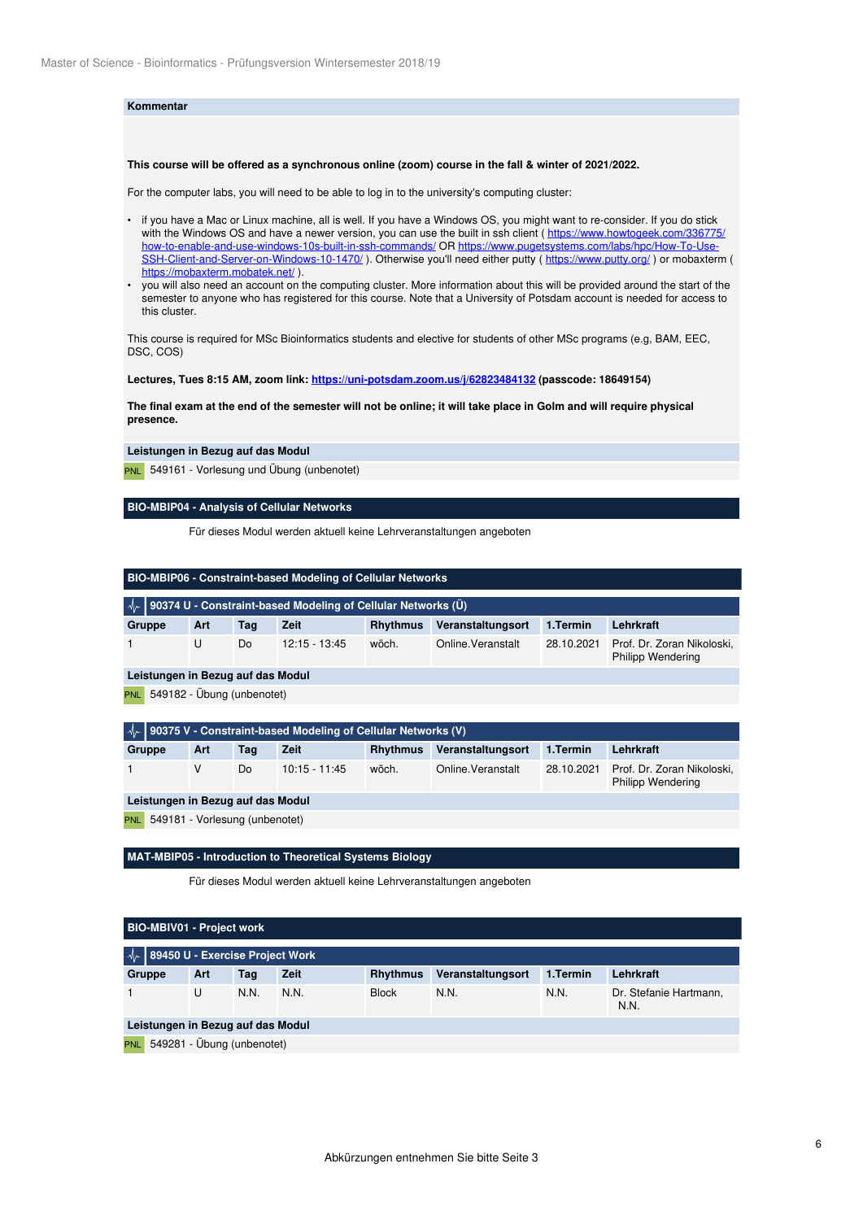### Kommentar

**This course will be offered as a synchronous online (zoom) course in the fall & winter of 2021/2022.**

For the computer labs, you will need to be able to log in to the university's computing cluster:

- if you have a Mac or Linux machine, all is well. If you have a Windows OS, you might want to re-consider. If you do stick with the Windows OS and have a newer version, you can use the built in ssh client ( https://www.howtogeek.com/336775/how-to-enable-and-use-windows-10s-built-in-ssh-commands/ OR https://www.pugetsystems.com/labs/hpc/How-To-Use-SSH-Client-and-Server-on-Windows-10-1470/ ). Otherwise you'll need either putty ( https://www.putty.org/ ) or mobaxterm ( https://mobaxterm.mobatek.net/ ).
- you will also need an account on the computing cluster. More information about this will be provided around the start of the semester to anyone who has registered for this course. Note that a University of Potsdam account is needed for access to this cluster.

This course is required for MSc Bioinformatics students and elective for students of other MSc programs (e.g, BAM, EEC, DSC, COS)

**Lectures, Tues 8:15 AM, zoom link: https://uni-potsdam.zoom.us/j/62823484132 (passcode: 18649154)**

**The final exam at the end of the semester will not be online; it will take place in Golm and will require physical presence.**

**Leistungen in Bezug auf das Modul**

PNL 549161 - Vorlesung und Übung (unbenotet)

## BIO-MBIP04 - Analysis of Cellular Networks

Für dieses Modul werden aktuell keine Lehrveranstaltungen angeboten

## BIO-MBIP06 - Constraint-based Modeling of Cellular Networks

### 90374 U - Constraint-based Modeling of Cellular Networks (Ü)

| Gruppe | Art | Tag | Zeit | Rhythmus | Veranstaltungsort | 1.Termin | Lehrkraft |
|---|---|---|---|---|---|---|---|
| 1 | U | Do | 12:15 - 13:45 | wöch. | Online.Veranstalt | 28.10.2021 | Prof. Dr. Zoran Nikoloski, Philipp Wendering |

**Leistungen in Bezug auf das Modul**

PNL 549182 - Übung (unbenotet)

### 90375 V - Constraint-based Modeling of Cellular Networks (V)

| Gruppe | Art | Tag | Zeit | Rhythmus | Veranstaltungsort | 1.Termin | Lehrkraft |
|---|---|---|---|---|---|---|---|
| 1 | V | Do | 10:15 - 11:45 | wöch. | Online.Veranstalt | 28.10.2021 | Prof. Dr. Zoran Nikoloski, Philipp Wendering |

**Leistungen in Bezug auf das Modul**

PNL 549181 - Vorlesung (unbenotet)

## MAT-MBIP05 - Introduction to Theoretical Systems Biology

Für dieses Modul werden aktuell keine Lehrveranstaltungen angeboten

## BIO-MBIV01 - Project work

### 89450 U - Exercise Project Work

| Gruppe | Art | Tag | Zeit | Rhythmus | Veranstaltungsort | 1.Termin | Lehrkraft |
|---|---|---|---|---|---|---|---|
| 1 | U | N.N. | N.N. | Block | N.N. | N.N. | Dr. Stefanie Hartmann, N.N. |

**Leistungen in Bezug auf das Modul**

PNL 549281 - Übung (unbenotet)

Abkürzungen entnehmen Sie bitte Seite 3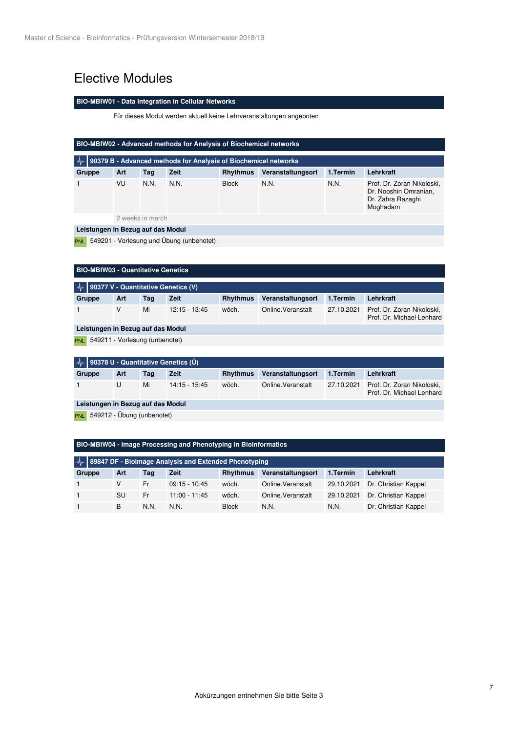# Elective Modules

## BIO-MBIW01 - Data Integration in Cellular Networks

Für dieses Modul werden aktuell keine Lehrveranstaltungen angeboten

## BIO-MBIW02 - Advanced methods for Analysis of Biochemical networks

### 90379 B - Advanced methods for Analysis of Biochemical networks

| Gruppe | Art | Tag | Zeit | Rhythmus | Veranstaltungsort | 1.Termin | Lehrkraft |
|---|---|---|---|---|---|---|---|
| 1 | VU | N.N. | N.N. | Block | N.N. | N.N. | Prof. Dr. Zoran Nikoloski, Dr. Nooshin Omranian, Dr. Zahra Razaghi Moghadam |
| | 2 weeks in march | | | | | | |

**Leistungen in Bezug auf das Modul**

PNL 549201 - Vorlesung und Übung (unbenotet)

## BIO-MBIW03 - Quantitative Genetics

### 90377 V - Quantitative Genetics (V)

| Gruppe | Art | Tag | Zeit | Rhythmus | Veranstaltungsort | 1.Termin | Lehrkraft |
|---|---|---|---|---|---|---|---|
| 1 | V | Mi | 12:15 - 13:45 | wöch. | Online.Veranstalt | 27.10.2021 | Prof. Dr. Zoran Nikoloski, Prof. Dr. Michael Lenhard |

**Leistungen in Bezug auf das Modul**

PNL 549211 - Vorlesung (unbenotet)

### 90378 U - Quantitative Genetics (Ü)

| Gruppe | Art | Tag | Zeit | Rhythmus | Veranstaltungsort | 1.Termin | Lehrkraft |
|---|---|---|---|---|---|---|---|
| 1 | U | Mi | 14:15 - 15:45 | wöch. | Online.Veranstalt | 27.10.2021 | Prof. Dr. Zoran Nikoloski, Prof. Dr. Michael Lenhard |

**Leistungen in Bezug auf das Modul**

PNL 549212 - Übung (unbenotet)

## BIO-MBIW04 - Image Processing and Phenotyping in Bioinformatics

### 89847 DF - Bioimage Analysis and Extended Phenotyping

| Gruppe | Art | Tag | Zeit | Rhythmus | Veranstaltungsort | 1.Termin | Lehrkraft |
|---|---|---|---|---|---|---|---|
| 1 | V | Fr | 09:15 - 10:45 | wöch. | Online.Veranstalt | 29.10.2021 | Dr. Christian Kappel |
| 1 | SU | Fr | 11:00 - 11:45 | wöch. | Online.Veranstalt | 29.10.2021 | Dr. Christian Kappel |
| 1 | B | N.N. | N.N. | Block | N.N. | N.N. | Dr. Christian Kappel |

Abkürzungen entnehmen Sie bitte Seite 3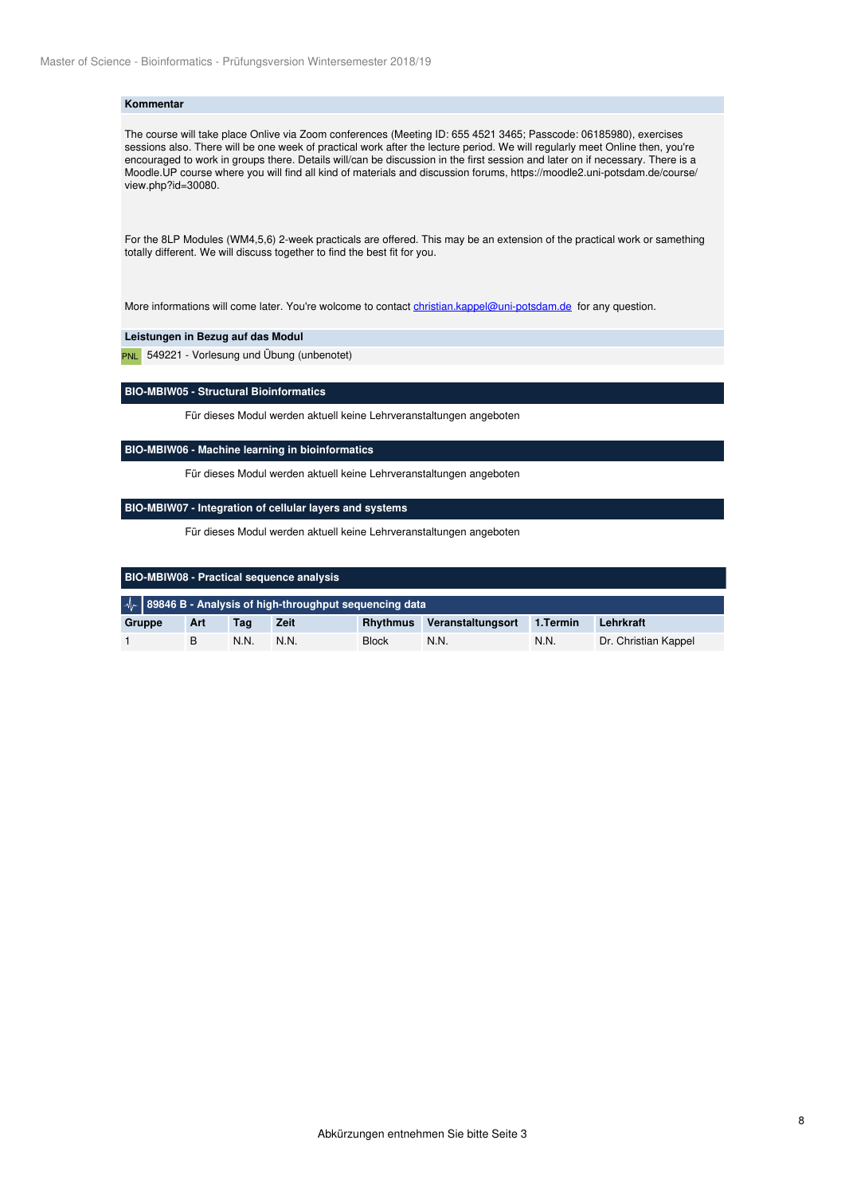**Kommentar**

The course will take place Onlive via Zoom conferences (Meeting ID: 655 4521 3465; Passcode: 06185980), exercises sessions also. There will be one week of practical work after the lecture period. We will regularly meet Online then, you're encouraged to work in groups there. Details will/can be discussion in the first session and later on if necessary. There is a Moodle.UP course where you will find all kind of materials and discussion forums, https://moodle2.uni-potsdam.de/course/view.php?id=30080.

For the 8LP Modules (WM4,5,6) 2-week practicals are offered. This may be an extension of the practical work or samething totally different. We will discuss together to find the best fit for you.

More informations will come later. You're wolcome to contact christian.kappel@uni-potsdam.de for any question.

**Leistungen in Bezug auf das Modul**

PNL 549221 - Vorlesung und Übung (unbenotet)

## BIO-MBIW05 - Structural Bioinformatics

Für dieses Modul werden aktuell keine Lehrveranstaltungen angeboten

## BIO-MBIW06 - Machine learning in bioinformatics

Für dieses Modul werden aktuell keine Lehrveranstaltungen angeboten

## BIO-MBIW07 - Integration of cellular layers and systems

Für dieses Modul werden aktuell keine Lehrveranstaltungen angeboten

## BIO-MBIW08 - Practical sequence analysis

### 89846 B - Analysis of high-throughput sequencing data

| Gruppe | Art | Tag | Zeit | Rhythmus | Veranstaltungsort | 1.Termin | Lehrkraft |
|---|---|---|---|---|---|---|---|
| 1 | B | N.N. | N.N. | Block | N.N. | N.N. | Dr. Christian Kappel |

Abkürzungen entnehmen Sie bitte Seite 3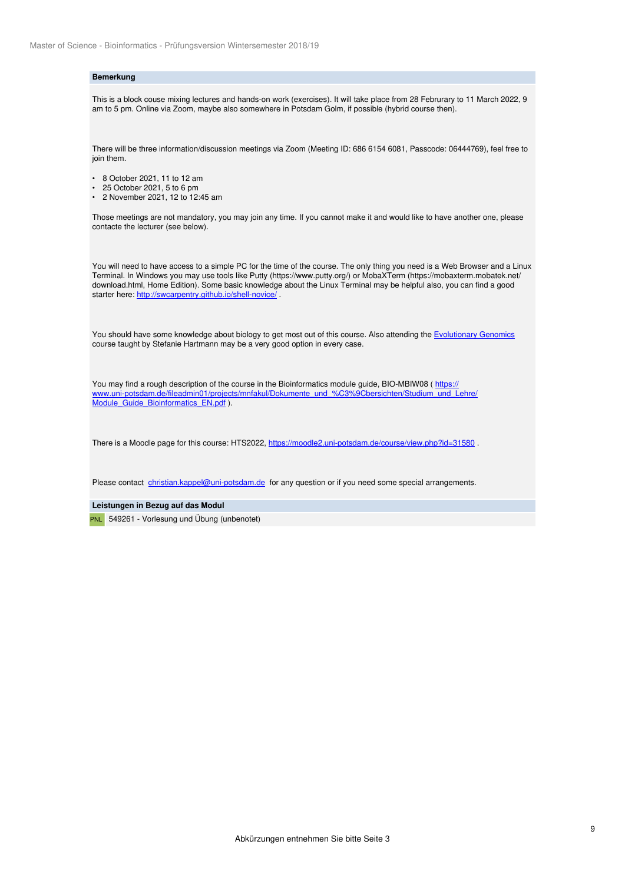### Bemerkung

This is a block couse mixing lectures and hands-on work (exercises). It will take place from 28 Februrary to 11 March 2022, 9 am to 5 pm. Online via Zoom, maybe also somewhere in Potsdam Golm, if possible (hybrid course then).

There will be three information/discussion meetings via Zoom (Meeting ID: 686 6154 6081, Passcode: 06444769), feel free to join them.

- 8 October 2021, 11 to 12 am
- 25 October 2021, 5 to 6 pm
- 2 November 2021, 12 to 12:45 am

Those meetings are not mandatory, you may join any time. If you cannot make it and would like to have another one, please contacte the lecturer (see below).

You will need to have access to a simple PC for the time of the course. The only thing you need is a Web Browser and a Linux Terminal. In Windows you may use tools like Putty (https://www.putty.org/) or MobaXTerm (https://mobaxterm.mobatek.net/download.html, Home Edition). Some basic knowledge about the Linux Terminal may be helpful also, you can find a good starter here: http://swcarpentry.github.io/shell-novice/ .

You should have some knowledge about biology to get most out of this course. Also attending the Evolutionary Genomics course taught by Stefanie Hartmann may be a very good option in every case.

You may find a rough description of the course in the Bioinformatics module guide, BIO-MBIW08 ( https://www.uni-potsdam.de/fileadmin01/projects/mnfakul/Dokumente_und_%C3%9Cbersichten/Studium_und_Lehre/Module_Guide_Bioinformatics_EN.pdf ).

There is a Moodle page for this course: HTS2022, https://moodle2.uni-potsdam.de/course/view.php?id=31580 .

Please contact christian.kappel@uni-potsdam.de for any question or if you need some special arrangements.

### Leistungen in Bezug auf das Modul

PNL 549261 - Vorlesung und Übung (unbenotet)

Abkürzungen entnehmen Sie bitte Seite 3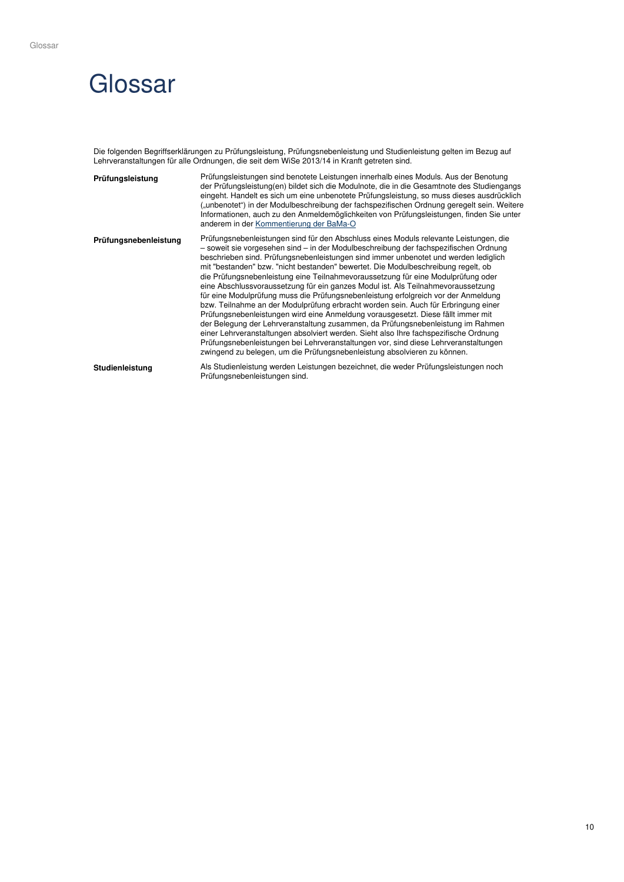# Glossar

Die folgenden Begriffserklärungen zu Prüfungsleistung, Prüfungsnebenleistung und Studienleistung gelten im Bezug auf Lehrveranstaltungen für alle Ordnungen, die seit dem WiSe 2013/14 in Kranft getreten sind.

| | |
|---|---|
| **Prüfungsleistung** | Prüfungsleistungen sind benotete Leistungen innerhalb eines Moduls. Aus der Benotung der Prüfungsleistung(en) bildet sich die Modulnote, die in die Gesamtnote des Studiengangs eingeht. Handelt es sich um eine unbenotete Prüfungsleistung, so muss dieses ausdrücklich („unbenotet") in der Modulbeschreibung der fachspezifischen Ordnung geregelt sein. Weitere Informationen, auch zu den Anmeldemöglichkeiten von Prüfungsleistungen, finden Sie unter anderem in der Kommentierung der BaMa-O |
| **Prüfungsnebenleistung** | Prüfungsnebenleistungen sind für den Abschluss eines Moduls relevante Leistungen, die – soweit sie vorgesehen sind – in der Modulbeschreibung der fachspezifischen Ordnung beschrieben sind. Prüfungsnebenleistungen sind immer unbenotet und werden lediglich mit "bestanden" bzw. "nicht bestanden" bewertet. Die Modulbeschreibung regelt, ob die Prüfungsnebenleistung eine Teilnahmevoraussetzung für eine Modulprüfung oder eine Abschlussvoraussetzung für ein ganzes Modul ist. Als Teilnahmevoraussetzung für eine Modulprüfung muss die Prüfungsnebenleistung erfolgreich vor der Anmeldung bzw. Teilnahme an der Modulprüfung erbracht worden sein. Auch für Erbringung einer Prüfungsnebenleistungen wird eine Anmeldung vorausgesetzt. Diese fällt immer mit der Belegung der Lehrveranstaltung zusammen, da Prüfungsnebenleistung im Rahmen einer Lehrveranstaltungen absolviert werden. Sieht also Ihre fachspezifische Ordnung Prüfungsnebenleistungen bei Lehrveranstaltungen vor, sind diese Lehrveranstaltungen zwingend zu belegen, um die Prüfungsnebenleistung absolvieren zu können. |
| **Studienleistung** | Als Studienleistung werden Leistungen bezeichnet, die weder Prüfungsleistungen noch Prüfungsnebenleistungen sind. |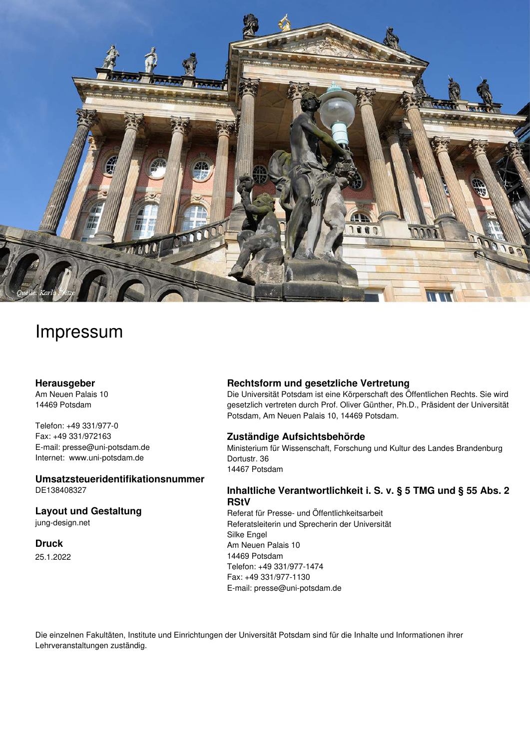Quelle: Karla Fritze

# Impressum

### Herausgeber

Am Neuen Palais 10
14469 Potsdam

Telefon: +49 331/977-0
Fax: +49 331/972163
E-mail: presse@uni-potsdam.de
Internet: www.uni-potsdam.de

### Umsatzsteueridentifikationsnummer

DE138408327

### Layout und Gestaltung

jung-design.net

### Druck

25.1.2022

### Rechtsform und gesetzliche Vertretung

Die Universität Potsdam ist eine Körperschaft des Öffentlichen Rechts. Sie wird gesetzlich vertreten durch Prof. Oliver Günther, Ph.D., Präsident der Universität Potsdam, Am Neuen Palais 10, 14469 Potsdam.

### Zuständige Aufsichtsbehörde

Ministerium für Wissenschaft, Forschung und Kultur des Landes Brandenburg
Dortustr. 36
14467 Potsdam

### Inhaltliche Verantwortlichkeit i. S. v. § 5 TMG und § 55 Abs. 2 RStV

Referat für Presse- und Öffentlichkeitsarbeit
Referatsleiterin und Sprecherin der Universität
Silke Engel
Am Neuen Palais 10
14469 Potsdam
Telefon: +49 331/977-1474
Fax: +49 331/977-1130
E-mail: presse@uni-potsdam.de

Die einzelnen Fakultäten, Institute und Einrichtungen der Universität Potsdam sind für die Inhalte und Informationen ihrer Lehrveranstaltungen zuständig.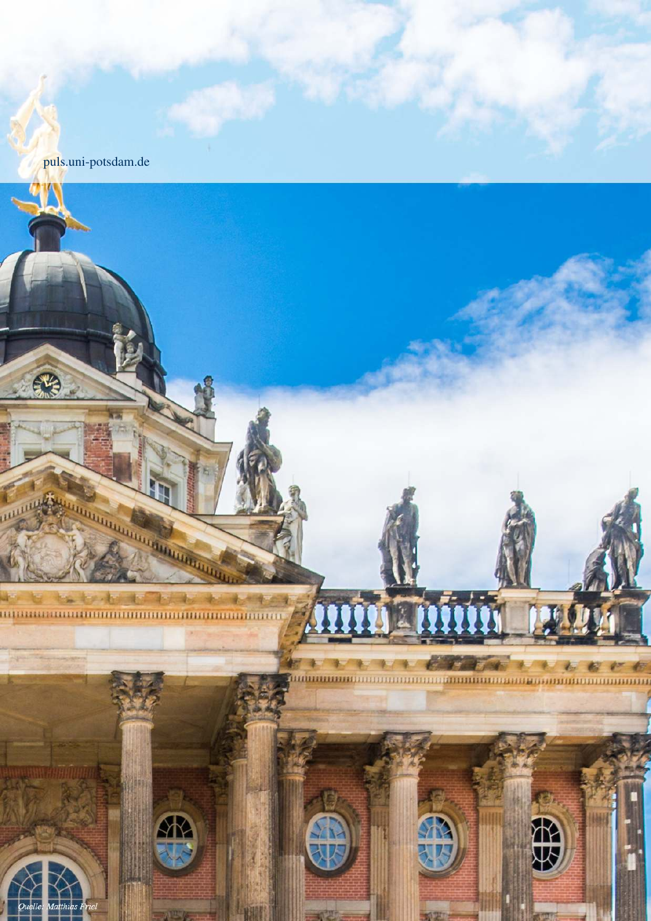puls.uni-potsdam.de

*Quelle: Matthias Friel*